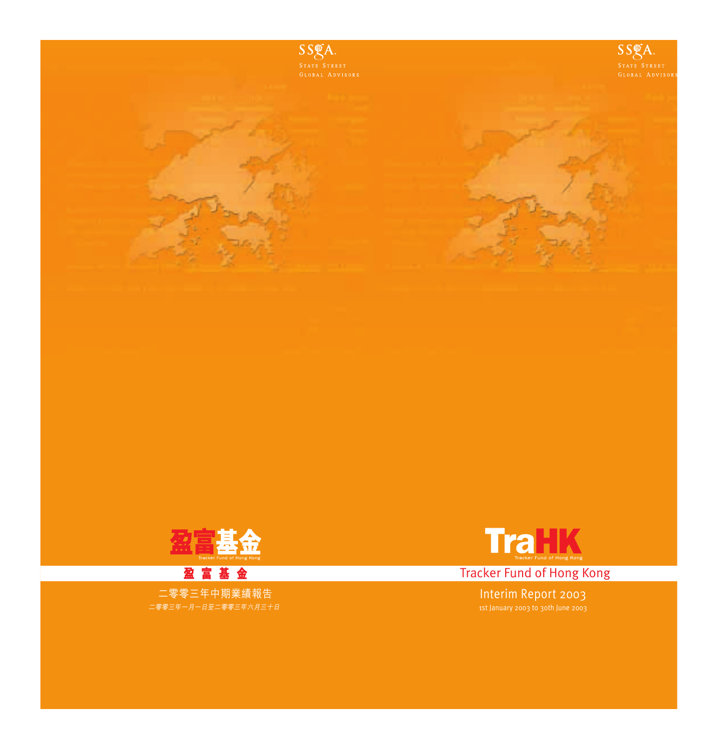SSgA
STATE STREET
GLOBAL ADVISORS

盈富基金

Tracker Fund of Hong Kong

# 盈 富 基 金

二零零三年中期業績報告

*二零零三年一月一日至二零零三年六月三十日*

SSgA
STATE STREET
GLOBAL ADVISORS

TraHK

Tracker Fund of Hong Kong

# Tracker Fund of Hong Kong

Interim Report 2003

1st January 2003 to 30th June 2003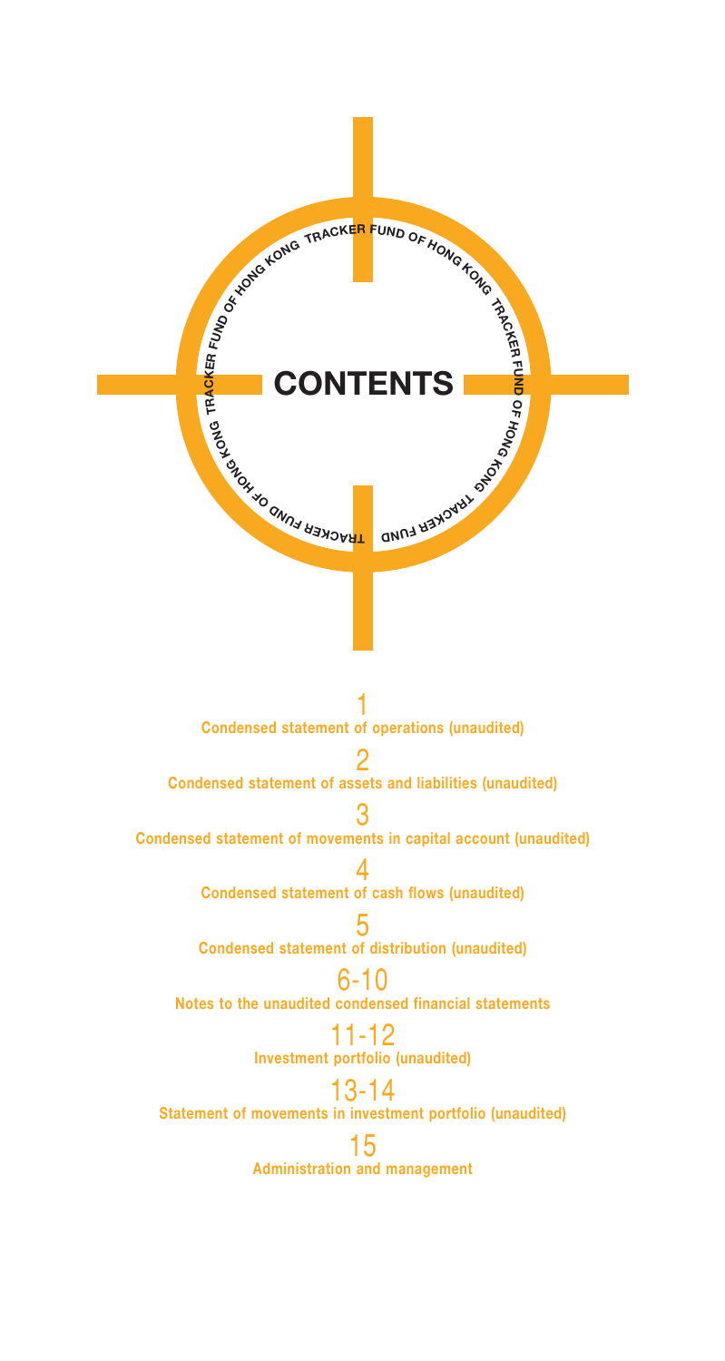# CONTENTS

1 **Condensed statement of operations (unaudited)**

2 **Condensed statement of assets and liabilities (unaudited)**

3 **Condensed statement of movements in capital account (unaudited)**

4 **Condensed statement of cash flows (unaudited)**

5 **Condensed statement of distribution (unaudited)**

6-10 **Notes to the unaudited condensed financial statements**

11-12 **Investment portfolio (unaudited)**

13-14 **Statement of movements in investment portfolio (unaudited)**

15 **Administration and management**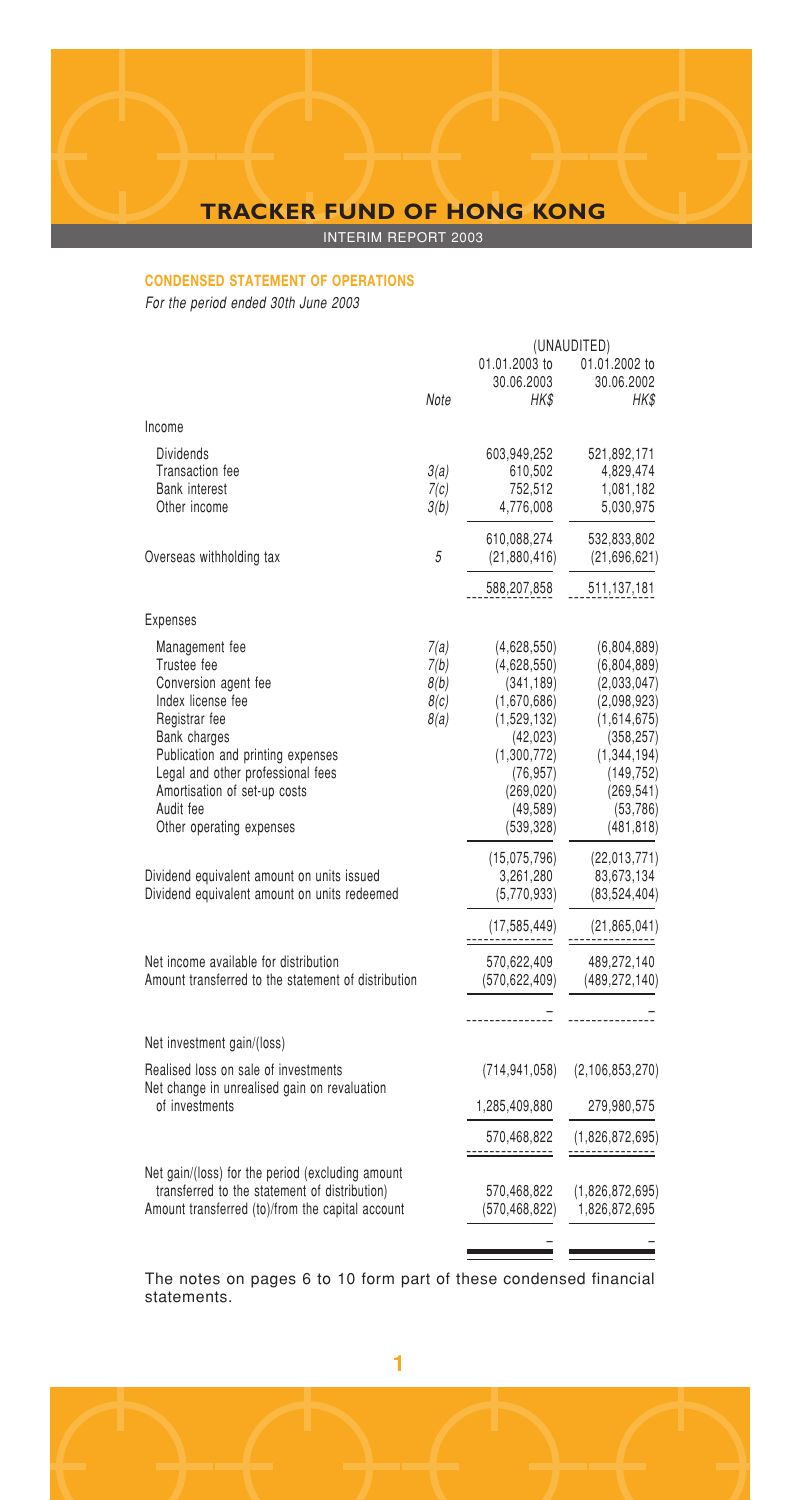## CONDENSED STATEMENT OF OPERATIONS

*For the period ended 30th June 2003*

| | Note | (UNAUDITED) 01.01.2003 to 30.06.2003 HK$ | 01.01.2002 to 30.06.2002 HK$ |
|---|---|---|---|
| **Income** | | | |
| Dividends | | 603,949,252 | 521,892,171 |
| Transaction fee | 3(a) | 610,502 | 4,829,474 |
| Bank interest | 7(c) | 752,512 | 1,081,182 |
| Other income | 3(b) | 4,776,008 | 5,030,975 |
| | | 610,088,274 | 532,833,802 |
| Overseas withholding tax | 5 | (21,880,416) | (21,696,621) |
| | | 588,207,858 | 511,137,181 |
| **Expenses** | | | |
| Management fee | 7(a) | (4,628,550) | (6,804,889) |
| Trustee fee | 7(b) | (4,628,550) | (6,804,889) |
| Conversion agent fee | 8(b) | (341,189) | (2,033,047) |
| Index license fee | 8(c) | (1,670,686) | (2,098,923) |
| Registrar fee | 8(a) | (1,529,132) | (1,614,675) |
| Bank charges | | (42,023) | (358,257) |
| Publication and printing expenses | | (1,300,772) | (1,344,194) |
| Legal and other professional fees | | (76,957) | (149,752) |
| Amortisation of set-up costs | | (269,020) | (269,541) |
| Audit fee | | (49,589) | (53,786) |
| Other operating expenses | | (539,328) | (481,818) |
| | | (15,075,796) | (22,013,771) |
| Dividend equivalent amount on units issued | | 3,261,280 | 83,673,134 |
| Dividend equivalent amount on units redeemed | | (5,770,933) | (83,524,404) |
| | | (17,585,449) | (21,865,041) |
| Net income available for distribution | | 570,622,409 | 489,272,140 |
| Amount transferred to the statement of distribution | | (570,622,409) | (489,272,140) |
| | | – | – |
| **Net investment gain/(loss)** | | | |
| Realised loss on sale of investments | | (714,941,058) | (2,106,853,270) |
| Net change in unrealised gain on revaluation of investments | | 1,285,409,880 | 279,980,575 |
| | | 570,468,822 | (1,826,872,695) |
| Net gain/(loss) for the period (excluding amount transferred to the statement of distribution) | | 570,468,822 | (1,826,872,695) |
| Amount transferred (to)/from the capital account | | (570,468,822) | 1,826,872,695 |
| | | – | – |

The notes on pages 6 to 10 form part of these condensed financial statements.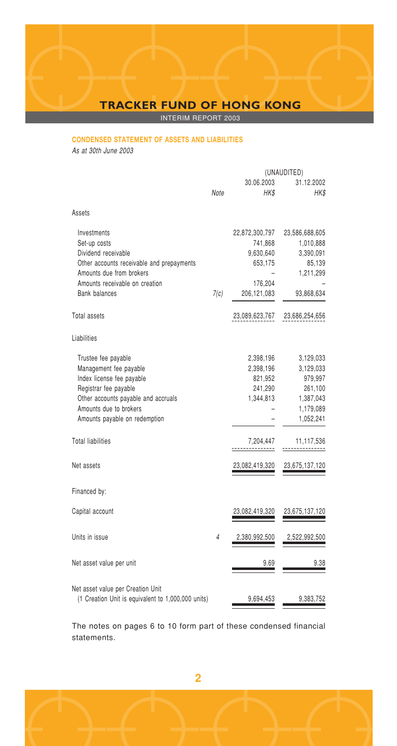## CONDENSED STATEMENT OF ASSETS AND LIABILITIES

*As at 30th June 2003*

| | Note | (UNAUDITED) 30.06.2003 HK$ | 31.12.2002 HK$ |
|---|---|---|---|
| **Assets** | | | |
| Investments | | 22,872,300,797 | 23,586,688,605 |
| Set-up costs | | 741,868 | 1,010,888 |
| Dividend receivable | | 9,630,640 | 3,390,091 |
| Other accounts receivable and prepayments | | 653,175 | 85,139 |
| Amounts due from brokers | | – | 1,211,299 |
| Amounts receivable on creation | | 176,204 | – |
| Bank balances | 7(c) | 206,121,083 | 93,868,634 |
| Total assets | | 23,089,623,767 | 23,686,254,656 |
| **Liabilities** | | | |
| Trustee fee payable | | 2,398,196 | 3,129,033 |
| Management fee payable | | 2,398,196 | 3,129,033 |
| Index license fee payable | | 821,952 | 979,997 |
| Registrar fee payable | | 241,290 | 261,100 |
| Other accounts payable and accruals | | 1,344,813 | 1,387,043 |
| Amounts due to brokers | | – | 1,179,089 |
| Amounts payable on redemption | | – | 1,052,241 |
| Total liabilities | | 7,204,447 | 11,117,536 |
| Net assets | | 23,082,419,320 | 23,675,137,120 |
| **Financed by:** | | | |
| Capital account | | 23,082,419,320 | 23,675,137,120 |
| Units in issue | 4 | 2,380,992,500 | 2,522,992,500 |
| Net asset value per unit | | 9.69 | 9.38 |
| Net asset value per Creation Unit (1 Creation Unit is equivalent to 1,000,000 units) | | 9,694,453 | 9,383,752 |

The notes on pages 6 to 10 form part of these condensed financial statements.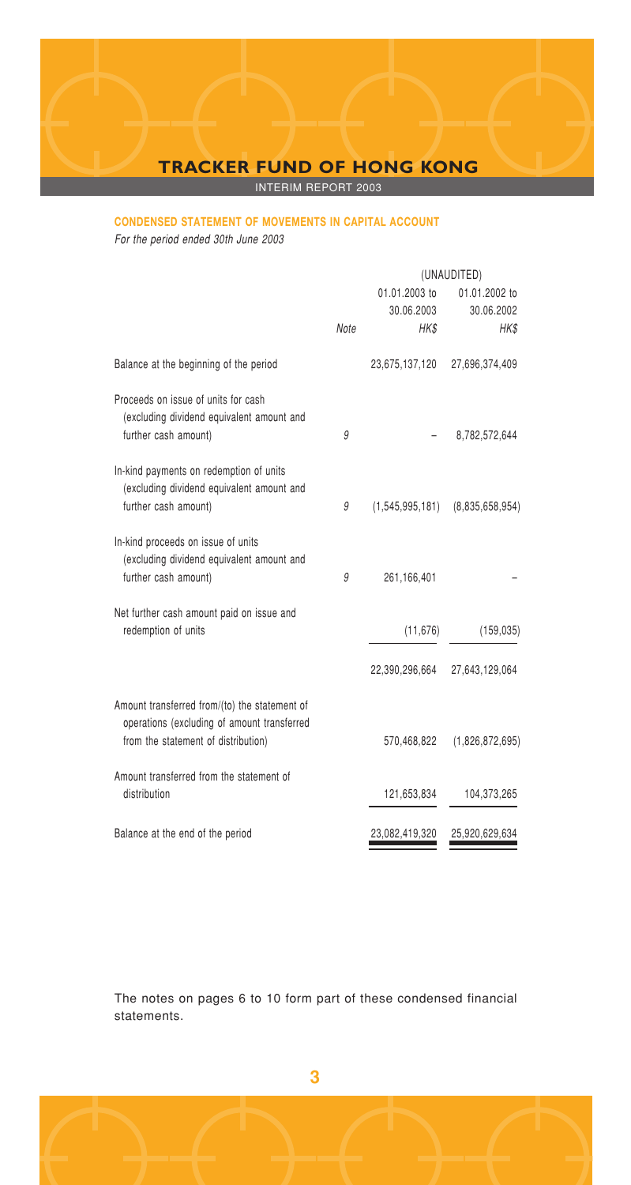## CONDENSED STATEMENT OF MOVEMENTS IN CAPITAL ACCOUNT

*For the period ended 30th June 2003*

| | Note | (UNAUDITED) 01.01.2003 to 30.06.2003 HK$ | 01.01.2002 to 30.06.2002 HK$ |
|---|---|---|---|
| Balance at the beginning of the period | | 23,675,137,120 | 27,696,374,409 |
| Proceeds on issue of units for cash (excluding dividend equivalent amount and further cash amount) | 9 | – | 8,782,572,644 |
| In-kind payments on redemption of units (excluding dividend equivalent amount and further cash amount) | 9 | (1,545,995,181) | (8,835,658,954) |
| In-kind proceeds on issue of units (excluding dividend equivalent amount and further cash amount) | 9 | 261,166,401 | – |
| Net further cash amount paid on issue and redemption of units | | (11,676) | (159,035) |
| | | 22,390,296,664 | 27,643,129,064 |
| Amount transferred from/(to) the statement of operations (excluding of amount transferred from the statement of distribution) | | 570,468,822 | (1,826,872,695) |
| Amount transferred from the statement of distribution | | 121,653,834 | 104,373,265 |
| Balance at the end of the period | | 23,082,419,320 | 25,920,629,634 |

The notes on pages 6 to 10 form part of these condensed financial statements.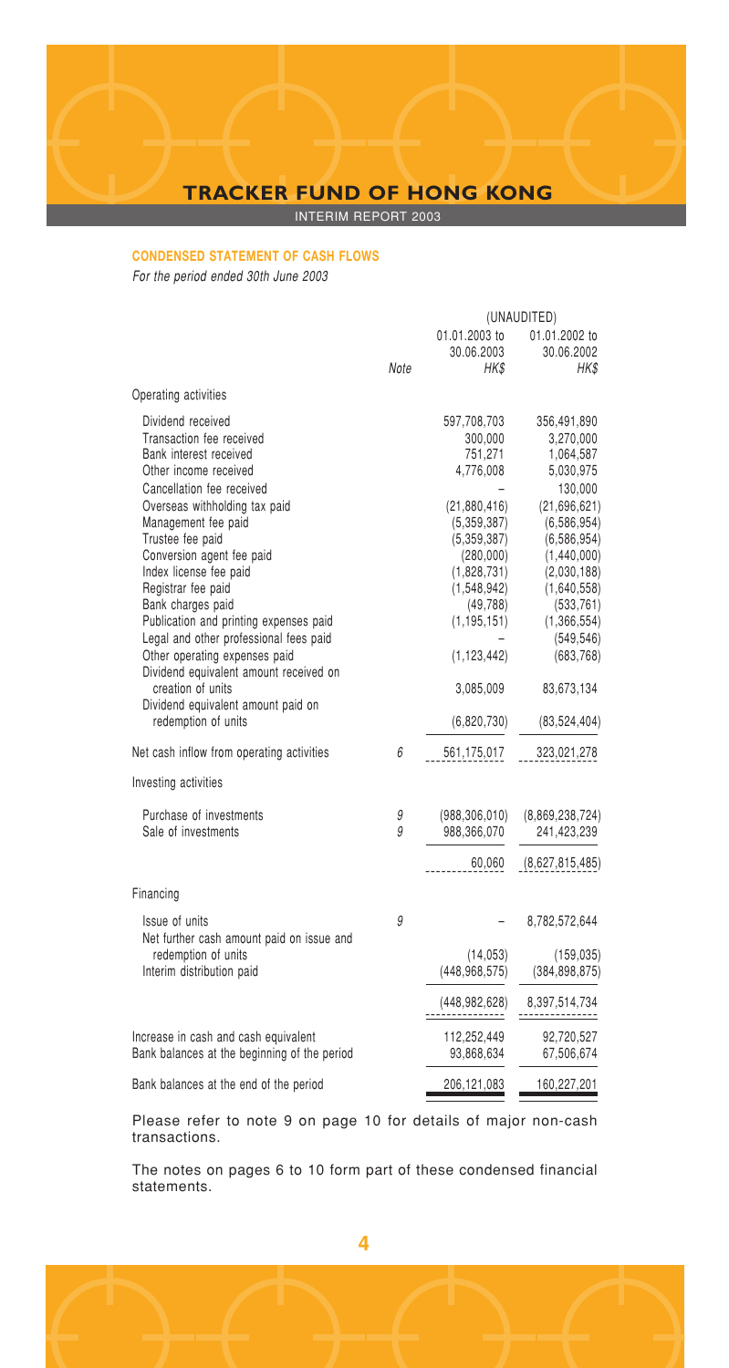## CONDENSED STATEMENT OF CASH FLOWS

*For the period ended 30th June 2003*

| | Note | (UNAUDITED) 01.01.2003 to 30.06.2003 HK$ | 01.01.2002 to 30.06.2002 HK$ |
|---|---|---|---|
| **Operating activities** | | | |
| Dividend received | | 597,708,703 | 356,491,890 |
| Transaction fee received | | 300,000 | 3,270,000 |
| Bank interest received | | 751,271 | 1,064,587 |
| Other income received | | 4,776,008 | 5,030,975 |
| Cancellation fee received | | – | 130,000 |
| Overseas withholding tax paid | | (21,880,416) | (21,696,621) |
| Management fee paid | | (5,359,387) | (6,586,954) |
| Trustee fee paid | | (5,359,387) | (6,586,954) |
| Conversion agent fee paid | | (280,000) | (1,440,000) |
| Index license fee paid | | (1,828,731) | (2,030,188) |
| Registrar fee paid | | (1,548,942) | (1,640,558) |
| Bank charges paid | | (49,788) | (533,761) |
| Publication and printing expenses paid | | (1,195,151) | (1,366,554) |
| Legal and other professional fees paid | | – | (549,546) |
| Other operating expenses paid | | (1,123,442) | (683,768) |
| Dividend equivalent amount received on creation of units | | 3,085,009 | 83,673,134 |
| Dividend equivalent amount paid on redemption of units | | (6,820,730) | (83,524,404) |
| **Net cash inflow from operating activities** | 6 | 561,175,017 | 323,021,278 |
| **Investing activities** | | | |
| Purchase of investments | 9 | (988,306,010) | (8,869,238,724) |
| Sale of investments | 9 | 988,366,070 | 241,423,239 |
| | | 60,060 | (8,627,815,485) |
| **Financing** | | | |
| Issue of units | 9 | – | 8,782,572,644 |
| Net further cash amount paid on issue and redemption of units | | (14,053) | (159,035) |
| Interim distribution paid | | (448,968,575) | (384,898,875) |
| | | (448,982,628) | 8,397,514,734 |
| Increase in cash and cash equivalent | | 112,252,449 | 92,720,527 |
| Bank balances at the beginning of the period | | 93,868,634 | 67,506,674 |
| **Bank balances at the end of the period** | | 206,121,083 | 160,227,201 |

Please refer to note 9 on page 10 for details of major non-cash transactions.

The notes on pages 6 to 10 form part of these condensed financial statements.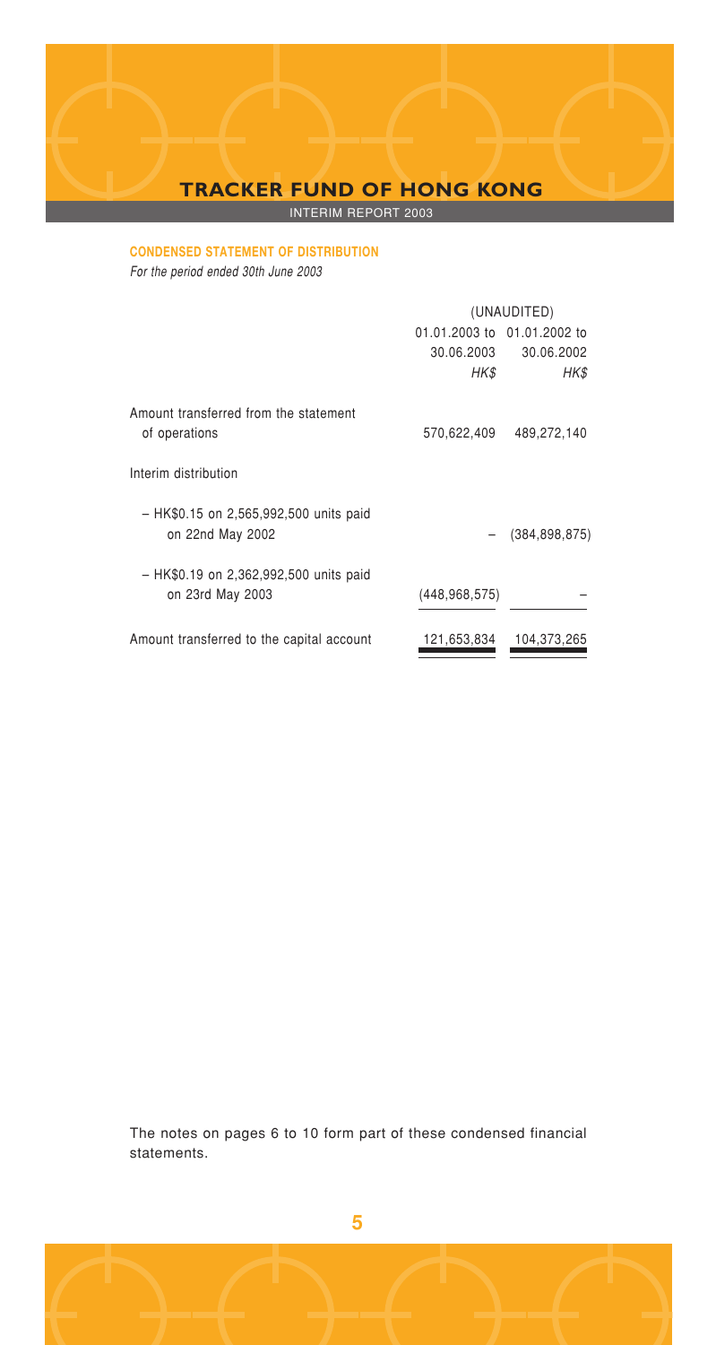## CONDENSED STATEMENT OF DISTRIBUTION

*For the period ended 30th June 2003*

| | (UNAUDITED) | |
|---|---|---|
| | 01.01.2003 to 30.06.2003 | 01.01.2002 to 30.06.2002 |
| | *HK$* | *HK$* |
| Amount transferred from the statement of operations | 570,622,409 | 489,272,140 |
| Interim distribution | | |
| – HK$0.15 on 2,565,992,500 units paid on 22nd May 2002 | – | (384,898,875) |
| – HK$0.19 on 2,362,992,500 units paid on 23rd May 2003 | (448,968,575) | – |
| Amount transferred to the capital account | 121,653,834 | 104,373,265 |

The notes on pages 6 to 10 form part of these condensed financial statements.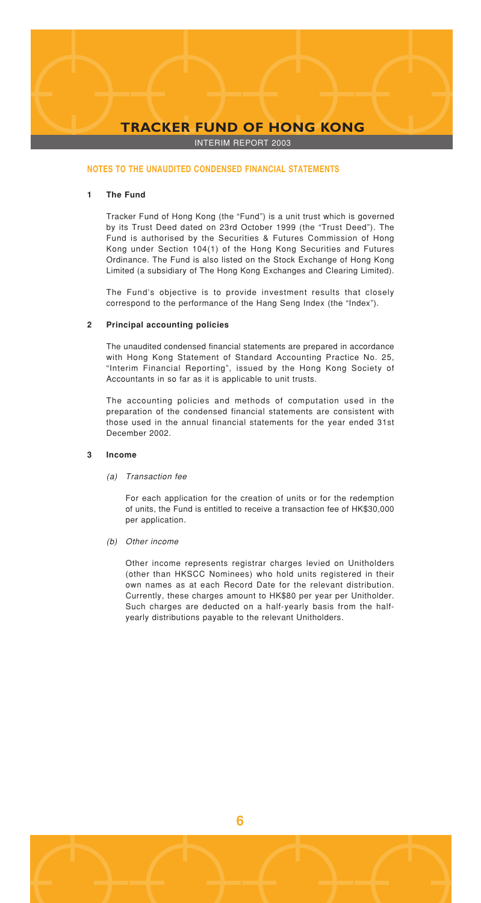## NOTES TO THE UNAUDITED CONDENSED FINANCIAL STATEMENTS

### 1 The Fund

Tracker Fund of Hong Kong (the "Fund") is a unit trust which is governed by its Trust Deed dated on 23rd October 1999 (the "Trust Deed"). The Fund is authorised by the Securities & Futures Commission of Hong Kong under Section 104(1) of the Hong Kong Securities and Futures Ordinance. The Fund is also listed on the Stock Exchange of Hong Kong Limited (a subsidiary of The Hong Kong Exchanges and Clearing Limited).

The Fund's objective is to provide investment results that closely correspond to the performance of the Hang Seng Index (the "Index").

### 2 Principal accounting policies

The unaudited condensed financial statements are prepared in accordance with Hong Kong Statement of Standard Accounting Practice No. 25, "Interim Financial Reporting", issued by the Hong Kong Society of Accountants in so far as it is applicable to unit trusts.

The accounting policies and methods of computation used in the preparation of the condensed financial statements are consistent with those used in the annual financial statements for the year ended 31st December 2002.

### 3 Income

*(a) Transaction fee*

For each application for the creation of units or for the redemption of units, the Fund is entitled to receive a transaction fee of HK$30,000 per application.

*(b) Other income*

Other income represents registrar charges levied on Unitholders (other than HKSCC Nominees) who hold units registered in their own names as at each Record Date for the relevant distribution. Currently, these charges amount to HK$80 per year per Unitholder. Such charges are deducted on a half-yearly basis from the half-yearly distributions payable to the relevant Unitholders.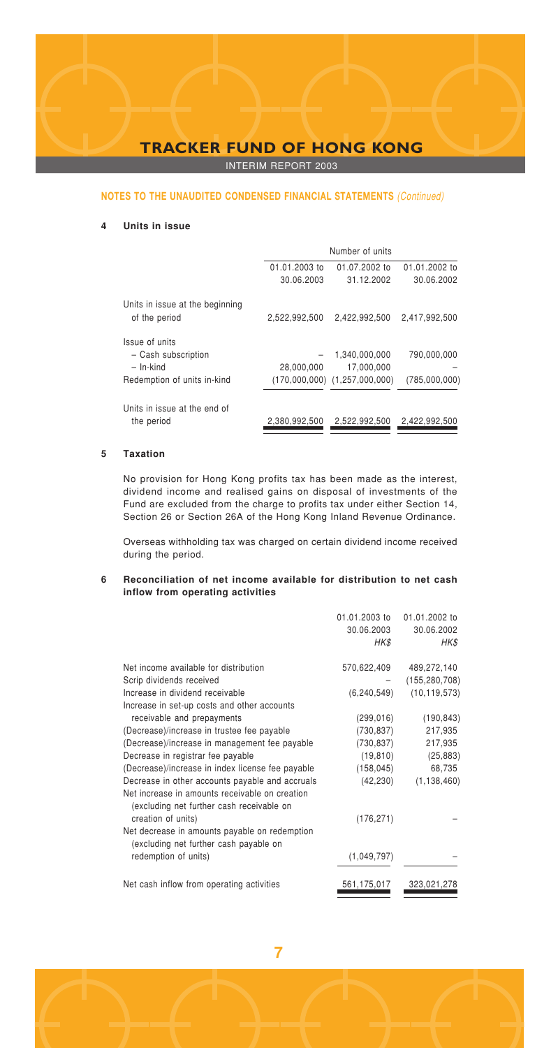## NOTES TO THE UNAUDITED CONDENSED FINANCIAL STATEMENTS *(Continued)*

### 4 Units in issue

| | Number of units | | |
|---|---|---|---|
| | 01.01.2003 to 30.06.2003 | 01.07.2002 to 31.12.2002 | 01.01.2002 to 30.06.2002 |
| Units in issue at the beginning of the period | 2,522,992,500 | 2,422,992,500 | 2,417,992,500 |
| Issue of units | | | |
| – Cash subscription | – | 1,340,000,000 | 790,000,000 |
| – In-kind | 28,000,000 | 17,000,000 | – |
| Redemption of units in-kind | (170,000,000) | (1,257,000,000) | (785,000,000) |
| Units in issue at the end of the period | 2,380,992,500 | 2,522,992,500 | 2,422,992,500 |

### 5 Taxation

No provision for Hong Kong profits tax has been made as the interest, dividend income and realised gains on disposal of investments of the Fund are excluded from the charge to profits tax under either Section 14, Section 26 or Section 26A of the Hong Kong Inland Revenue Ordinance.

Overseas withholding tax was charged on certain dividend income received during the period.

### 6 Reconciliation of net income available for distribution to net cash inflow from operating activities

| | 01.01.2003 to 30.06.2003 *HK$* | 01.01.2002 to 30.06.2002 *HK$* |
|---|---|---|
| Net income available for distribution | 570,622,409 | 489,272,140 |
| Scrip dividends received | – | (155,280,708) |
| Increase in dividend receivable | (6,240,549) | (10,119,573) |
| Increase in set-up costs and other accounts receivable and prepayments | (299,016) | (190,843) |
| (Decrease)/increase in trustee fee payable | (730,837) | 217,935 |
| (Decrease)/increase in management fee payable | (730,837) | 217,935 |
| Decrease in registrar fee payable | (19,810) | (25,883) |
| (Decrease)/increase in index license fee payable | (158,045) | 68,735 |
| Decrease in other accounts payable and accruals | (42,230) | (1,138,460) |
| Net increase in amounts receivable on creation (excluding net further cash receivable on creation of units) | (176,271) | – |
| Net decrease in amounts payable on redemption (excluding net further cash payable on redemption of units) | (1,049,797) | – |
| Net cash inflow from operating activities | 561,175,017 | 323,021,278 |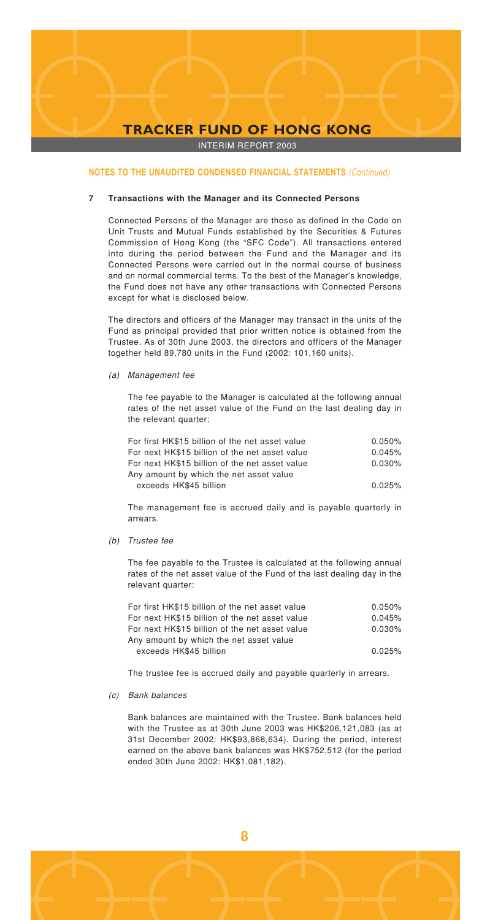## NOTES TO THE UNAUDITED CONDENSED FINANCIAL STATEMENTS *(Continued)*

### 7 Transactions with the Manager and its Connected Persons

Connected Persons of the Manager are those as defined in the Code on Unit Trusts and Mutual Funds established by the Securities & Futures Commission of Hong Kong (the "SFC Code"). All transactions entered into during the period between the Fund and the Manager and its Connected Persons were carried out in the normal course of business and on normal commercial terms. To the best of the Manager's knowledge, the Fund does not have any other transactions with Connected Persons except for what is disclosed below.

The directors and officers of the Manager may transact in the units of the Fund as principal provided that prior written notice is obtained from the Trustee. As of 30th June 2003, the directors and officers of the Manager together held 89,780 units in the Fund (2002: 101,160 units).

*(a) Management fee*

The fee payable to the Manager is calculated at the following annual rates of the net asset value of the Fund on the last dealing day in the relevant quarter:

| | |
|---|---|
| For first HK$15 billion of the net asset value | 0.050% |
| For next HK$15 billion of the net asset value | 0.045% |
| For next HK$15 billion of the net asset value | 0.030% |
| Any amount by which the net asset value exceeds HK$45 billion | 0.025% |

The management fee is accrued daily and is payable quarterly in arrears.

*(b) Trustee fee*

The fee payable to the Trustee is calculated at the following annual rates of the net asset value of the Fund of the last dealing day in the relevant quarter:

| | |
|---|---|
| For first HK$15 billion of the net asset value | 0.050% |
| For next HK$15 billion of the net asset value | 0.045% |
| For next HK$15 billion of the net asset value | 0.030% |
| Any amount by which the net asset value exceeds HK$45 billion | 0.025% |

The trustee fee is accrued daily and payable quarterly in arrears.

*(c) Bank balances*

Bank balances are maintained with the Trustee. Bank balances held with the Trustee as at 30th June 2003 was HK$206,121,083 (as at 31st December 2002: HK$93,868,634). During the period, interest earned on the above bank balances was HK$752,512 (for the period ended 30th June 2002: HK$1,081,182).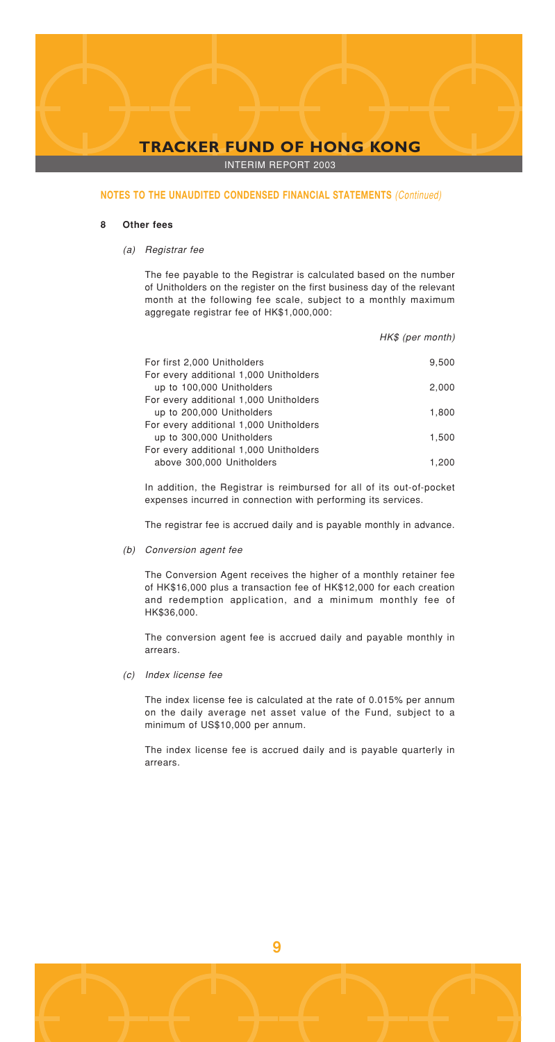## NOTES TO THE UNAUDITED CONDENSED FINANCIAL STATEMENTS *(Continued)*

### 8 Other fees

*(a) Registrar fee*

The fee payable to the Registrar is calculated based on the number of Unitholders on the register on the first business day of the relevant month at the following fee scale, subject to a monthly maximum aggregate registrar fee of HK$1,000,000:

| | *HK$ (per month)* |
|---|---|
| For first 2,000 Unitholders | 9,500 |
| For every additional 1,000 Unitholders up to 100,000 Unitholders | 2,000 |
| For every additional 1,000 Unitholders up to 200,000 Unitholders | 1,800 |
| For every additional 1,000 Unitholders up to 300,000 Unitholders | 1,500 |
| For every additional 1,000 Unitholders above 300,000 Unitholders | 1,200 |

In addition, the Registrar is reimbursed for all of its out-of-pocket expenses incurred in connection with performing its services.

The registrar fee is accrued daily and is payable monthly in advance.

*(b) Conversion agent fee*

The Conversion Agent receives the higher of a monthly retainer fee of HK$16,000 plus a transaction fee of HK$12,000 for each creation and redemption application, and a minimum monthly fee of HK$36,000.

The conversion agent fee is accrued daily and payable monthly in arrears.

*(c) Index license fee*

The index license fee is calculated at the rate of 0.015% per annum on the daily average net asset value of the Fund, subject to a minimum of US$10,000 per annum.

The index license fee is accrued daily and is payable quarterly in arrears.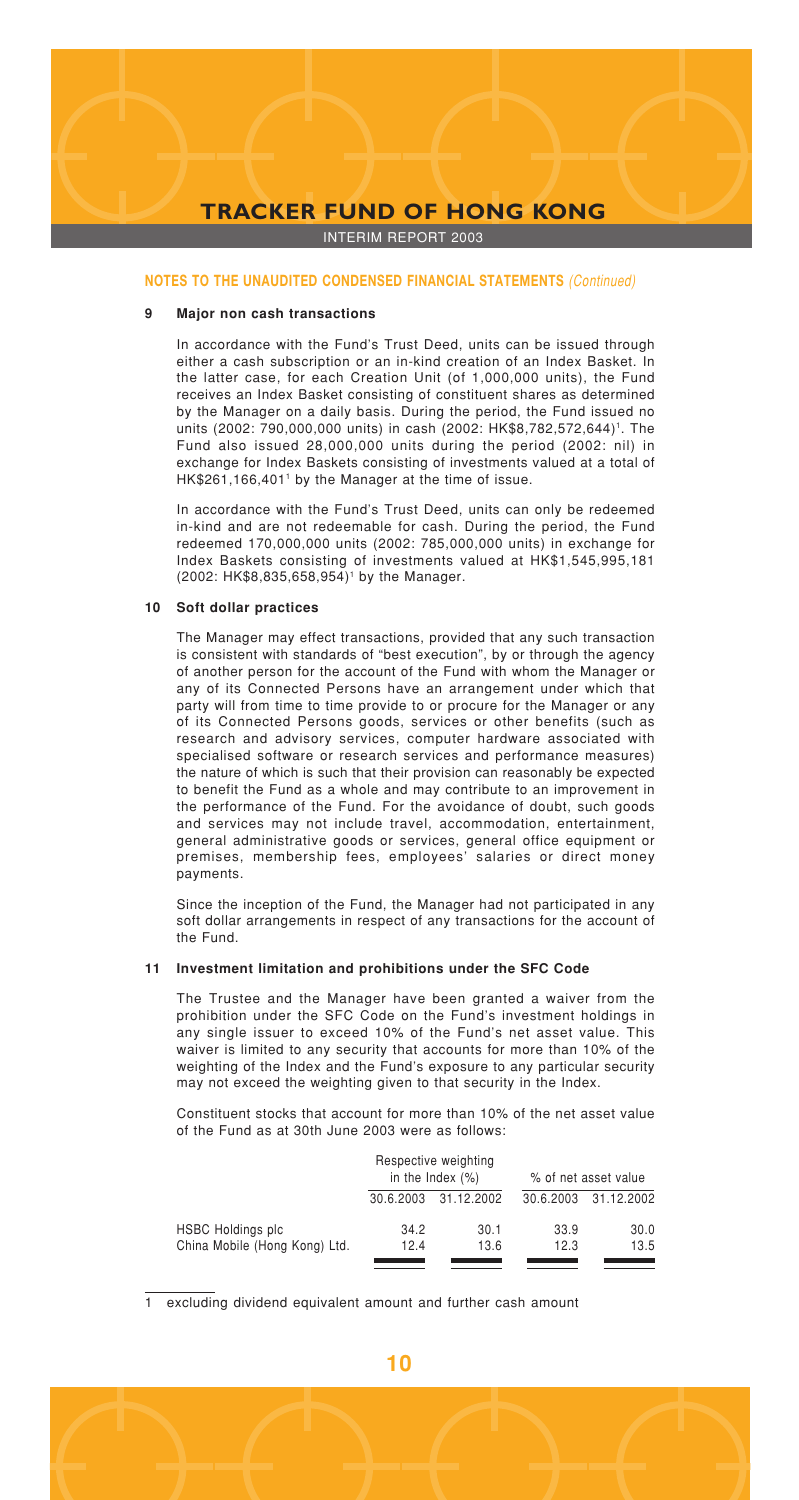## NOTES TO THE UNAUDITED CONDENSED FINANCIAL STATEMENTS *(Continued)*

### 9 Major non cash transactions

In accordance with the Fund's Trust Deed, units can be issued through either a cash subscription or an in-kind creation of an Index Basket. In the latter case, for each Creation Unit (of 1,000,000 units), the Fund receives an Index Basket consisting of constituent shares as determined by the Manager on a daily basis. During the period, the Fund issued no units (2002: 790,000,000 units) in cash (2002: HK$8,782,572,644)[1]. The Fund also issued 28,000,000 units during the period (2002: nil) in exchange for Index Baskets consisting of investments valued at a total of HK$261,166,401[1] by the Manager at the time of issue.

In accordance with the Fund's Trust Deed, units can only be redeemed in-kind and are not redeemable for cash. During the period, the Fund redeemed 170,000,000 units (2002: 785,000,000 units) in exchange for Index Baskets consisting of investments valued at HK$1,545,995,181 (2002: HK$8,835,658,954)[1] by the Manager.

### 10 Soft dollar practices

The Manager may effect transactions, provided that any such transaction is consistent with standards of "best execution", by or through the agency of another person for the account of the Fund with whom the Manager or any of its Connected Persons have an arrangement under which that party will from time to time provide to or procure for the Manager or any of its Connected Persons goods, services or other benefits (such as research and advisory services, computer hardware associated with specialised software or research services and performance measures) the nature of which is such that their provision can reasonably be expected to benefit the Fund as a whole and may contribute to an improvement in the performance of the Fund. For the avoidance of doubt, such goods and services may not include travel, accommodation, entertainment, general administrative goods or services, general office equipment or premises, membership fees, employees' salaries or direct money payments.

Since the inception of the Fund, the Manager had not participated in any soft dollar arrangements in respect of any transactions for the account of the Fund.

### 11 Investment limitation and prohibitions under the SFC Code

The Trustee and the Manager have been granted a waiver from the prohibition under the SFC Code on the Fund's investment holdings in any single issuer to exceed 10% of the Fund's net asset value. This waiver is limited to any security that accounts for more than 10% of the weighting of the Index and the Fund's exposure to any particular security may not exceed the weighting given to that security in the Index.

Constituent stocks that account for more than 10% of the net asset value of the Fund as at 30th June 2003 were as follows:

| | Respective weighting in the Index (%) | | % of net asset value | |
|---|---|---|---|---|
| | 30.6.2003 | 31.12.2002 | 30.6.2003 | 31.12.2002 |
| HSBC Holdings plc | 34.2 | 30.1 | 33.9 | 30.0 |
| China Mobile (Hong Kong) Ltd. | 12.4 | 13.6 | 12.3 | 13.5 |

1 excluding dividend equivalent amount and further cash amount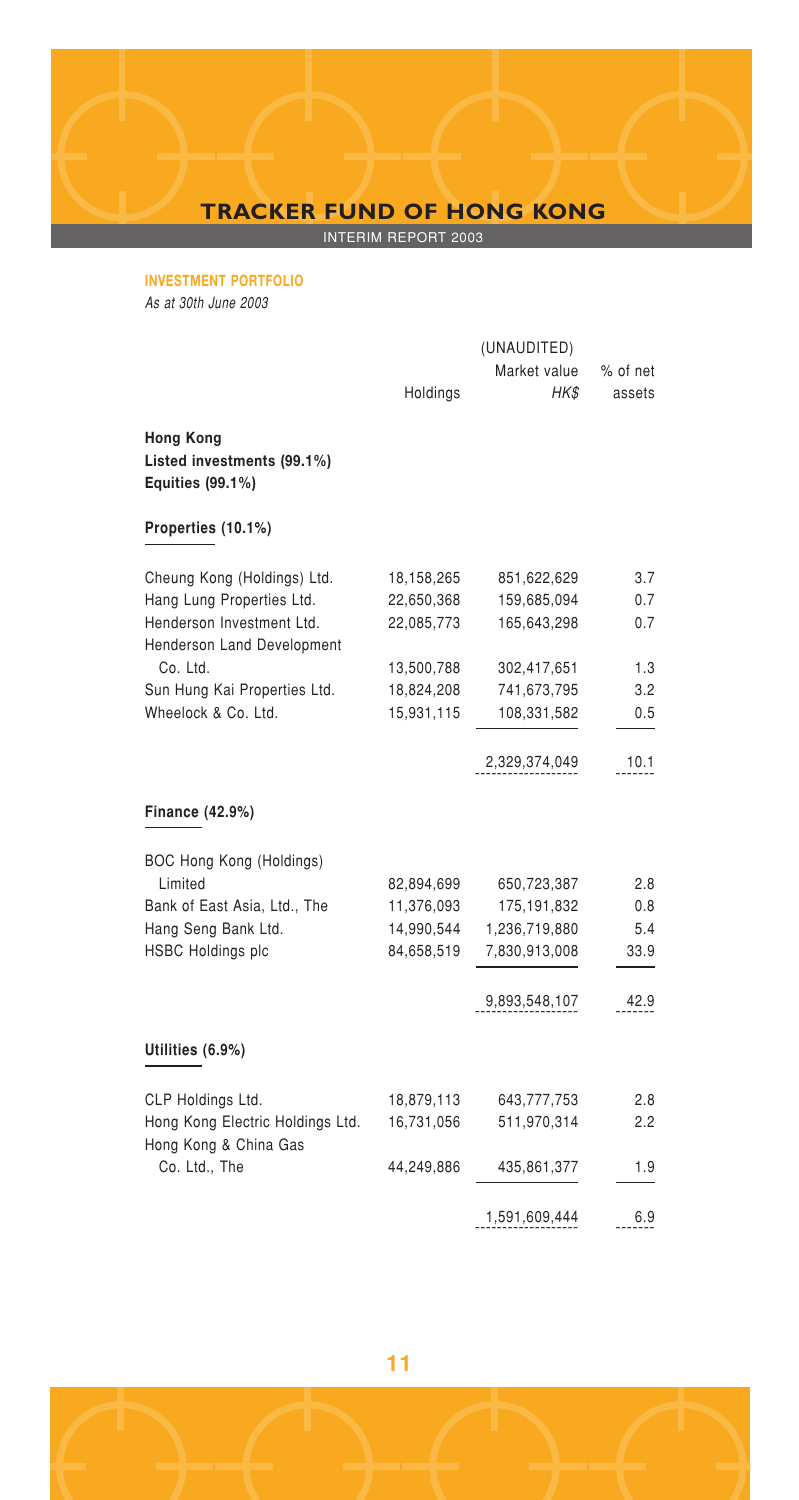## INVESTMENT PORTFOLIO

*As at 30th June 2003*

| | Holdings | (UNAUDITED) Market value *HK$* | % of net assets |
|---|---|---|---|
| **Hong Kong** | | | |
| **Listed investments (99.1%)** | | | |
| **Equities (99.1%)** | | | |
| **Properties (10.1%)** | | | |
| Cheung Kong (Holdings) Ltd. | 18,158,265 | 851,622,629 | 3.7 |
| Hang Lung Properties Ltd. | 22,650,368 | 159,685,094 | 0.7 |
| Henderson Investment Ltd. | 22,085,773 | 165,643,298 | 0.7 |
| Henderson Land Development Co. Ltd. | 13,500,788 | 302,417,651 | 1.3 |
| Sun Hung Kai Properties Ltd. | 18,824,208 | 741,673,795 | 3.2 |
| Wheelock & Co. Ltd. | 15,931,115 | 108,331,582 | 0.5 |
| | | 2,329,374,049 | 10.1 |
| **Finance (42.9%)** | | | |
| BOC Hong Kong (Holdings) Limited | 82,894,699 | 650,723,387 | 2.8 |
| Bank of East Asia, Ltd., The | 11,376,093 | 175,191,832 | 0.8 |
| Hang Seng Bank Ltd. | 14,990,544 | 1,236,719,880 | 5.4 |
| HSBC Holdings plc | 84,658,519 | 7,830,913,008 | 33.9 |
| | | 9,893,548,107 | 42.9 |
| **Utilities (6.9%)** | | | |
| CLP Holdings Ltd. | 18,879,113 | 643,777,753 | 2.8 |
| Hong Kong Electric Holdings Ltd. | 16,731,056 | 511,970,314 | 2.2 |
| Hong Kong & China Gas Co. Ltd., The | 44,249,886 | 435,861,377 | 1.9 |
| | | 1,591,609,444 | 6.9 |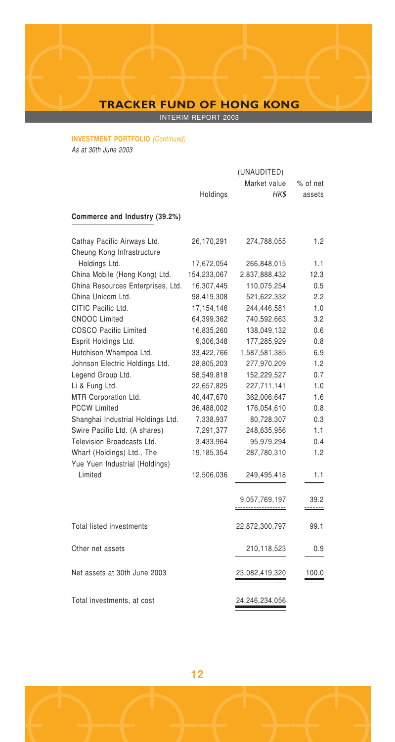**INVESTMENT PORTFOLIO** *(Continued)*

*As at 30th June 2003*

| | Holdings | (UNAUDITED) Market value *HK$* | % of net assets |
|---|---|---|---|
| **Commerce and Industry (39.2%)** | | | |
| Cathay Pacific Airways Ltd. | 26,170,291 | 274,788,055 | 1.2 |
| Cheung Kong Infrastructure Holdings Ltd. | 17,672,054 | 266,848,015 | 1.1 |
| China Mobile (Hong Kong) Ltd. | 154,233,067 | 2,837,888,432 | 12.3 |
| China Resources Enterprises, Ltd. | 16,307,445 | 110,075,254 | 0.5 |
| China Unicom Ltd. | 98,419,308 | 521,622,332 | 2.2 |
| CITIC Pacific Ltd. | 17,154,146 | 244,446,581 | 1.0 |
| CNOOC Limited | 64,399,362 | 740,592,663 | 3.2 |
| COSCO Pacific Limited | 16,835,260 | 138,049,132 | 0.6 |
| Esprit Holdings Ltd. | 9,306,348 | 177,285,929 | 0.8 |
| Hutchison Whampoa Ltd. | 33,422,766 | 1,587,581,385 | 6.9 |
| Johnson Electric Holdings Ltd. | 28,805,203 | 277,970,209 | 1.2 |
| Legend Group Ltd. | 58,549,818 | 152,229,527 | 0.7 |
| Li & Fung Ltd. | 22,657,825 | 227,711,141 | 1.0 |
| MTR Corporation Ltd. | 40,447,670 | 362,006,647 | 1.6 |
| PCCW Limited | 36,488,002 | 176,054,610 | 0.8 |
| Shanghai Industrial Holdings Ltd. | 7,338,937 | 80,728,307 | 0.3 |
| Swire Pacific Ltd. (A shares) | 7,291,377 | 248,635,956 | 1.1 |
| Television Broadcasts Ltd. | 3,433,964 | 95,979,294 | 0.4 |
| Wharf (Holdings) Ltd., The | 19,185,354 | 287,780,310 | 1.2 |
| Yue Yuen Industrial (Holdings) Limited | 12,506,036 | 249,495,418 | 1.1 |
| | | 9,057,769,197 | 39.2 |
| Total listed investments | | 22,872,300,797 | 99.1 |
| Other net assets | | 210,118,523 | 0.9 |
| Net assets at 30th June 2003 | | 23,082,419,320 | 100.0 |
| Total investments, at cost | | 24,246,234,056 | |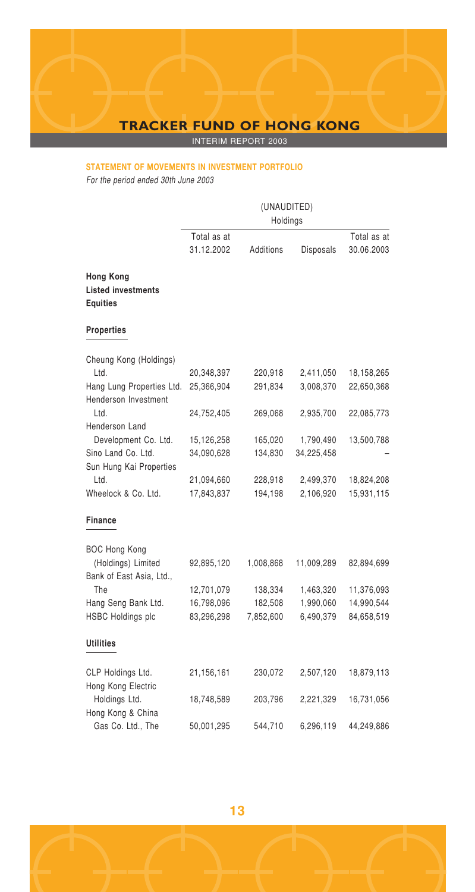## STATEMENT OF MOVEMENTS IN INVESTMENT PORTFOLIO

*For the period ended 30th June 2003*

| | (UNAUDITED) Holdings | | | |
|---|---|---|---|---|
| | Total as at 31.12.2002 | Additions | Disposals | Total as at 30.06.2003 |
| **Hong Kong** | | | | |
| **Listed investments** | | | | |
| **Equities** | | | | |
| **Properties** | | | | |
| Cheung Kong (Holdings) Ltd. | 20,348,397 | 220,918 | 2,411,050 | 18,158,265 |
| Hang Lung Properties Ltd. | 25,366,904 | 291,834 | 3,008,370 | 22,650,368 |
| Henderson Investment Ltd. | 24,752,405 | 269,068 | 2,935,700 | 22,085,773 |
| Henderson Land Development Co. Ltd. | 15,126,258 | 165,020 | 1,790,490 | 13,500,788 |
| Sino Land Co. Ltd. | 34,090,628 | 134,830 | 34,225,458 | – |
| Sun Hung Kai Properties Ltd. | 21,094,660 | 228,918 | 2,499,370 | 18,824,208 |
| Wheelock & Co. Ltd. | 17,843,837 | 194,198 | 2,106,920 | 15,931,115 |
| **Finance** | | | | |
| BOC Hong Kong (Holdings) Limited | 92,895,120 | 1,008,868 | 11,009,289 | 82,894,699 |
| Bank of East Asia, Ltd., The | 12,701,079 | 138,334 | 1,463,320 | 11,376,093 |
| Hang Seng Bank Ltd. | 16,798,096 | 182,508 | 1,990,060 | 14,990,544 |
| HSBC Holdings plc | 83,296,298 | 7,852,600 | 6,490,379 | 84,658,519 |
| **Utilities** | | | | |
| CLP Holdings Ltd. | 21,156,161 | 230,072 | 2,507,120 | 18,879,113 |
| Hong Kong Electric Holdings Ltd. | 18,748,589 | 203,796 | 2,221,329 | 16,731,056 |
| Hong Kong & China Gas Co. Ltd., The | 50,001,295 | 544,710 | 6,296,119 | 44,249,886 |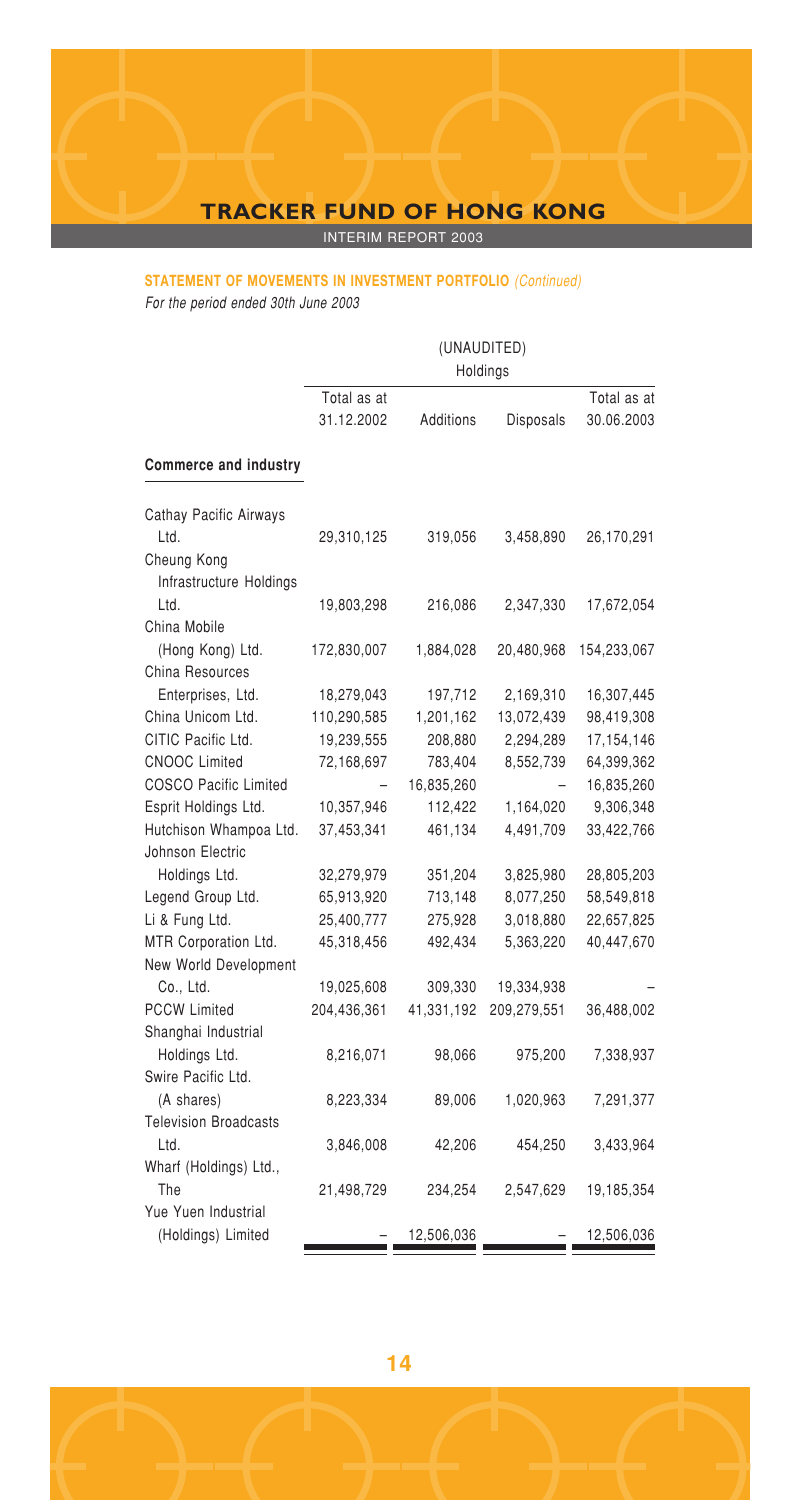### STATEMENT OF MOVEMENTS IN INVESTMENT PORTFOLIO *(Continued)*

*For the period ended 30th June 2003*

| | (UNAUDITED) Holdings | | | |
|---|---|---|---|---|
| | Total as at 31.12.2002 | Additions | Disposals | Total as at 30.06.2003 |
| **Commerce and industry** | | | | |
| Cathay Pacific Airways Ltd. | 29,310,125 | 319,056 | 3,458,890 | 26,170,291 |
| Cheung Kong Infrastructure Holdings Ltd. | 19,803,298 | 216,086 | 2,347,330 | 17,672,054 |
| China Mobile (Hong Kong) Ltd. | 172,830,007 | 1,884,028 | 20,480,968 | 154,233,067 |
| China Resources Enterprises, Ltd. | 18,279,043 | 197,712 | 2,169,310 | 16,307,445 |
| China Unicom Ltd. | 110,290,585 | 1,201,162 | 13,072,439 | 98,419,308 |
| CITIC Pacific Ltd. | 19,239,555 | 208,880 | 2,294,289 | 17,154,146 |
| CNOOC Limited | 72,168,697 | 783,404 | 8,552,739 | 64,399,362 |
| COSCO Pacific Limited | – | 16,835,260 | – | 16,835,260 |
| Esprit Holdings Ltd. | 10,357,946 | 112,422 | 1,164,020 | 9,306,348 |
| Hutchison Whampoa Ltd. | 37,453,341 | 461,134 | 4,491,709 | 33,422,766 |
| Johnson Electric Holdings Ltd. | 32,279,979 | 351,204 | 3,825,980 | 28,805,203 |
| Legend Group Ltd. | 65,913,920 | 713,148 | 8,077,250 | 58,549,818 |
| Li & Fung Ltd. | 25,400,777 | 275,928 | 3,018,880 | 22,657,825 |
| MTR Corporation Ltd. | 45,318,456 | 492,434 | 5,363,220 | 40,447,670 |
| New World Development Co., Ltd. | 19,025,608 | 309,330 | 19,334,938 | – |
| PCCW Limited | 204,436,361 | 41,331,192 | 209,279,551 | 36,488,002 |
| Shanghai Industrial Holdings Ltd. | 8,216,071 | 98,066 | 975,200 | 7,338,937 |
| Swire Pacific Ltd. (A shares) | 8,223,334 | 89,006 | 1,020,963 | 7,291,377 |
| Television Broadcasts Ltd. | 3,846,008 | 42,206 | 454,250 | 3,433,964 |
| Wharf (Holdings) Ltd., The | 21,498,729 | 234,254 | 2,547,629 | 19,185,354 |
| Yue Yuen Industrial (Holdings) Limited | – | 12,506,036 | – | 12,506,036 |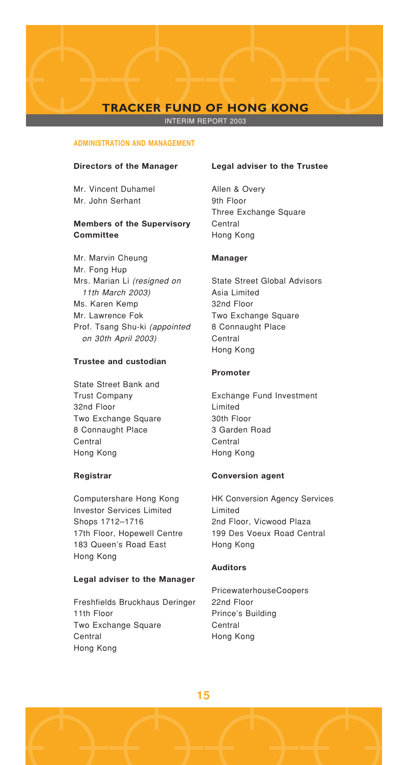## ADMINISTRATION AND MANAGEMENT

### Directors of the Manager

Mr. Vincent Duhamel
Mr. John Serhant

### Members of the Supervisory Committee

Mr. Marvin Cheung
Mr. Fong Hup
Mrs. Marian Li *(resigned on 11th March 2003)*
Ms. Karen Kemp
Mr. Lawrence Fok
Prof. Tsang Shu-ki *(appointed on 30th April 2003)*

### Trustee and custodian

State Street Bank and Trust Company
32nd Floor
Two Exchange Square
8 Connaught Place
Central
Hong Kong

### Registrar

Computershare Hong Kong Investor Services Limited
Shops 1712–1716
17th Floor, Hopewell Centre
183 Queen's Road East
Hong Kong

### Legal adviser to the Manager

Freshfields Bruckhaus Deringer
11th Floor
Two Exchange Square
Central
Hong Kong

### Legal adviser to the Trustee

Allen & Overy
9th Floor
Three Exchange Square
Central
Hong Kong

### Manager

State Street Global Advisors Asia Limited
32nd Floor
Two Exchange Square
8 Connaught Place
Central
Hong Kong

### Promoter

Exchange Fund Investment Limited
30th Floor
3 Garden Road
Central
Hong Kong

### Conversion agent

HK Conversion Agency Services Limited
2nd Floor, Vicwood Plaza
199 Des Voeux Road Central
Hong Kong

### Auditors

PricewaterhouseCoopers
22nd Floor
Prince's Building
Central
Hong Kong